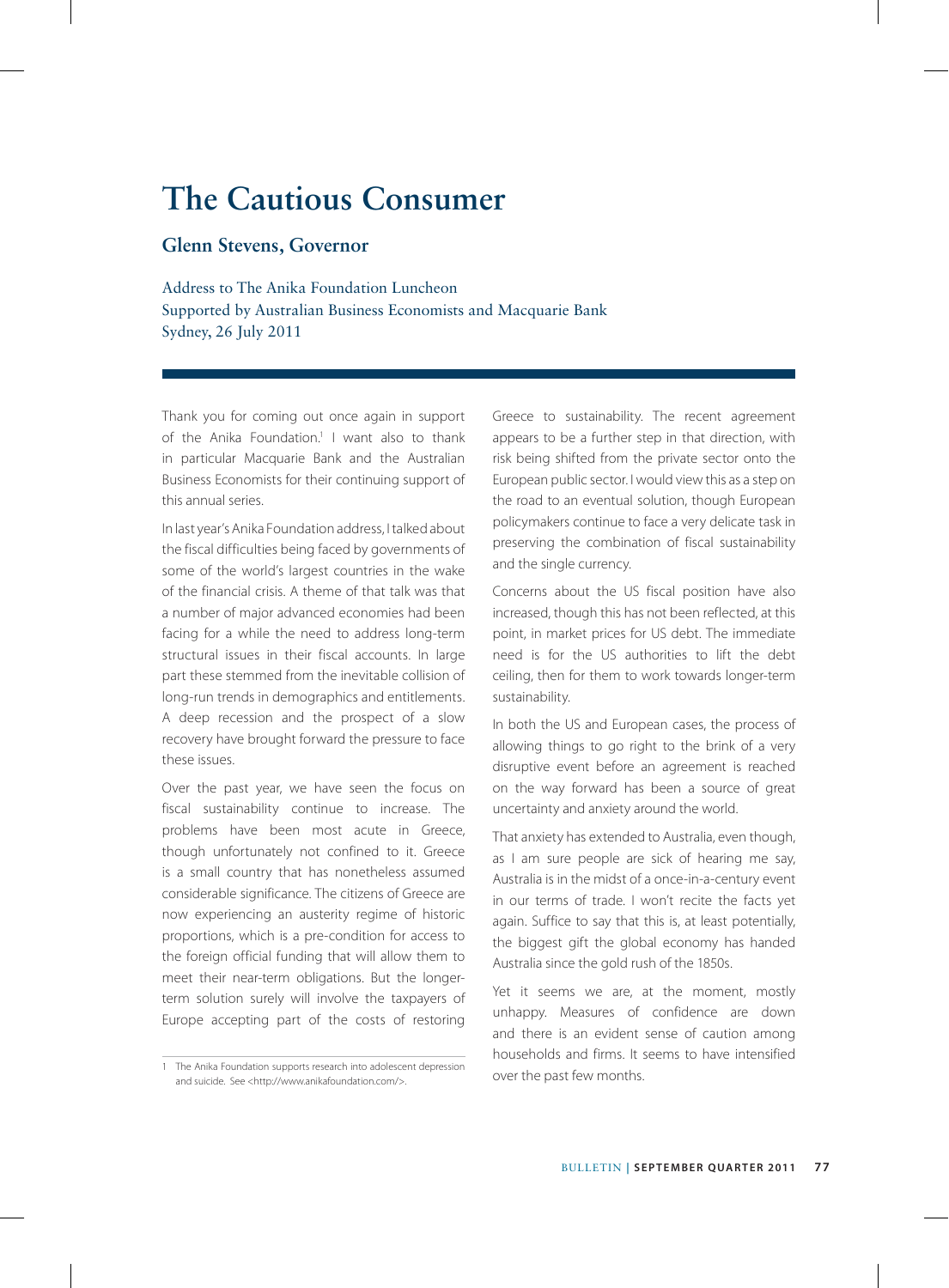# The Cautious Consumer

## Glenn Stevens, Governor

Address to The Anika Foundation Luncheon
Supported by Australian Business Economists and Macquarie Bank
Sydney, 26 July 2011

Thank you for coming out once again in support of the Anika Foundation.[1] I want also to thank in particular Macquarie Bank and the Australian Business Economists for their continuing support of this annual series.

In last year's Anika Foundation address, I talked about the fiscal difficulties being faced by governments of some of the world's largest countries in the wake of the financial crisis. A theme of that talk was that a number of major advanced economies had been facing for a while the need to address long-term structural issues in their fiscal accounts. In large part these stemmed from the inevitable collision of long-run trends in demographics and entitlements. A deep recession and the prospect of a slow recovery have brought forward the pressure to face these issues.

Over the past year, we have seen the focus on fiscal sustainability continue to increase. The problems have been most acute in Greece, though unfortunately not confined to it. Greece is a small country that has nonetheless assumed considerable significance. The citizens of Greece are now experiencing an austerity regime of historic proportions, which is a pre-condition for access to the foreign official funding that will allow them to meet their near-term obligations. But the longer-term solution surely will involve the taxpayers of Europe accepting part of the costs of restoring Greece to sustainability. The recent agreement appears to be a further step in that direction, with risk being shifted from the private sector onto the European public sector. I would view this as a step on the road to an eventual solution, though European policymakers continue to face a very delicate task in preserving the combination of fiscal sustainability and the single currency.

Concerns about the US fiscal position have also increased, though this has not been reflected, at this point, in market prices for US debt. The immediate need is for the US authorities to lift the debt ceiling, then for them to work towards longer-term sustainability.

In both the US and European cases, the process of allowing things to go right to the brink of a very disruptive event before an agreement is reached on the way forward has been a source of great uncertainty and anxiety around the world.

That anxiety has extended to Australia, even though, as I am sure people are sick of hearing me say, Australia is in the midst of a once-in-a-century event in our terms of trade. I won't recite the facts yet again. Suffice to say that this is, at least potentially, the biggest gift the global economy has handed Australia since the gold rush of the 1850s.

Yet it seems we are, at the moment, mostly unhappy. Measures of confidence are down and there is an evident sense of caution among households and firms. It seems to have intensified over the past few months.

1 The Anika Foundation supports research into adolescent depression and suicide. See <http://www.anikafoundation.com/>.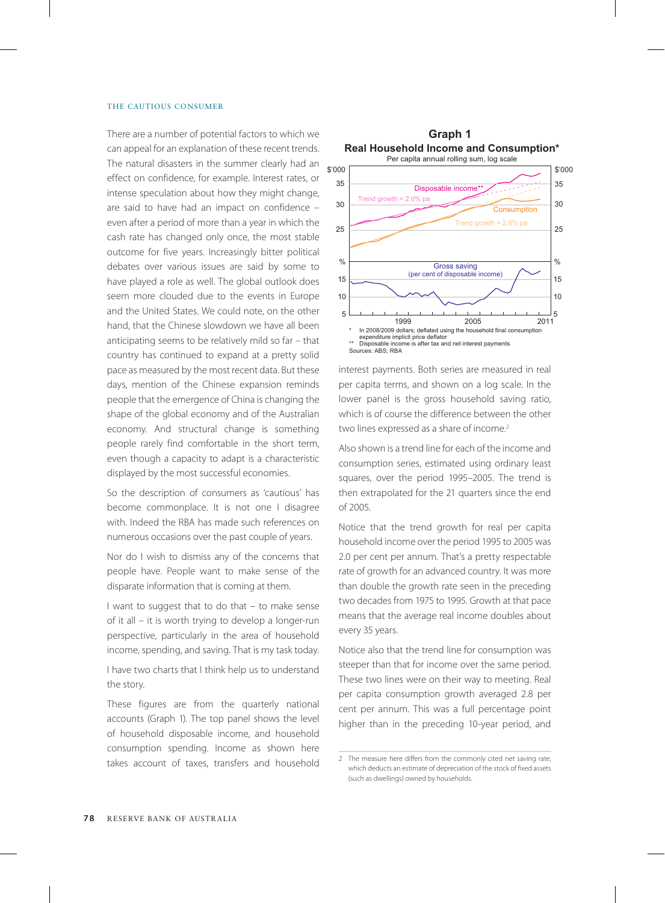There are a number of potential factors to which we can appeal for an explanation of these recent trends. The natural disasters in the summer clearly had an effect on confidence, for example. Interest rates, or intense speculation about how they might change, are said to have had an impact on confidence – even after a period of more than a year in which the cash rate has changed only once, the most stable outcome for five years. Increasingly bitter political debates over various issues are said by some to have played a role as well. The global outlook does seem more clouded due to the events in Europe and the United States. We could note, on the other hand, that the Chinese slowdown we have all been anticipating seems to be relatively mild so far – that country has continued to expand at a pretty solid pace as measured by the most recent data. But these days, mention of the Chinese expansion reminds people that the emergence of China is changing the shape of the global economy and of the Australian economy. And structural change is something people rarely find comfortable in the short term, even though a capacity to adapt is a characteristic displayed by the most successful economies.

So the description of consumers as 'cautious' has become commonplace. It is not one I disagree with. Indeed the RBA has made such references on numerous occasions over the past couple of years.

Nor do I wish to dismiss any of the concerns that people have. People want to make sense of the disparate information that is coming at them.

I want to suggest that to do that – to make sense of it all – it is worth trying to develop a longer-run perspective, particularly in the area of household income, spending, and saving. That is my task today.

I have two charts that I think help us to understand the story.

These figures are from the quarterly national accounts (Graph 1). The top panel shows the level of household disposable income, and household consumption spending. Income as shown here takes account of taxes, transfers and household interest payments. Both series are measured in real per capita terms, and shown on a log scale. In the lower panel is the gross household saving ratio, which is of course the difference between the other two lines expressed as a share of income.[2]

**Graph 1**
**Real Household Income and Consumption***
Per capita annual rolling sum, log scale

\* In 2008/2009 dollars; deflated using the household final consumption expenditure implicit price deflator
\*\* Disposable income is after tax and net interest payments
Sources: ABS; RBA

Also shown is a trend line for each of the income and consumption series, estimated using ordinary least squares, over the period 1995–2005. The trend is then extrapolated for the 21 quarters since the end of 2005.

Notice that the trend growth for real per capita household income over the period 1995 to 2005 was 2.0 per cent per annum. That's a pretty respectable rate of growth for an advanced country. It was more than double the growth rate seen in the preceding two decades from 1975 to 1995. Growth at that pace means that the average real income doubles about every 35 years.

Notice also that the trend line for consumption was steeper than that for income over the same period. These two lines were on their way to meeting. Real per capita consumption growth averaged 2.8 per cent per annum. This was a full percentage point higher than in the preceding 10-year period, and

2 The measure here differs from the commonly cited net saving rate, which deducts an estimate of depreciation of the stock of fixed assets (such as dwellings) owned by households.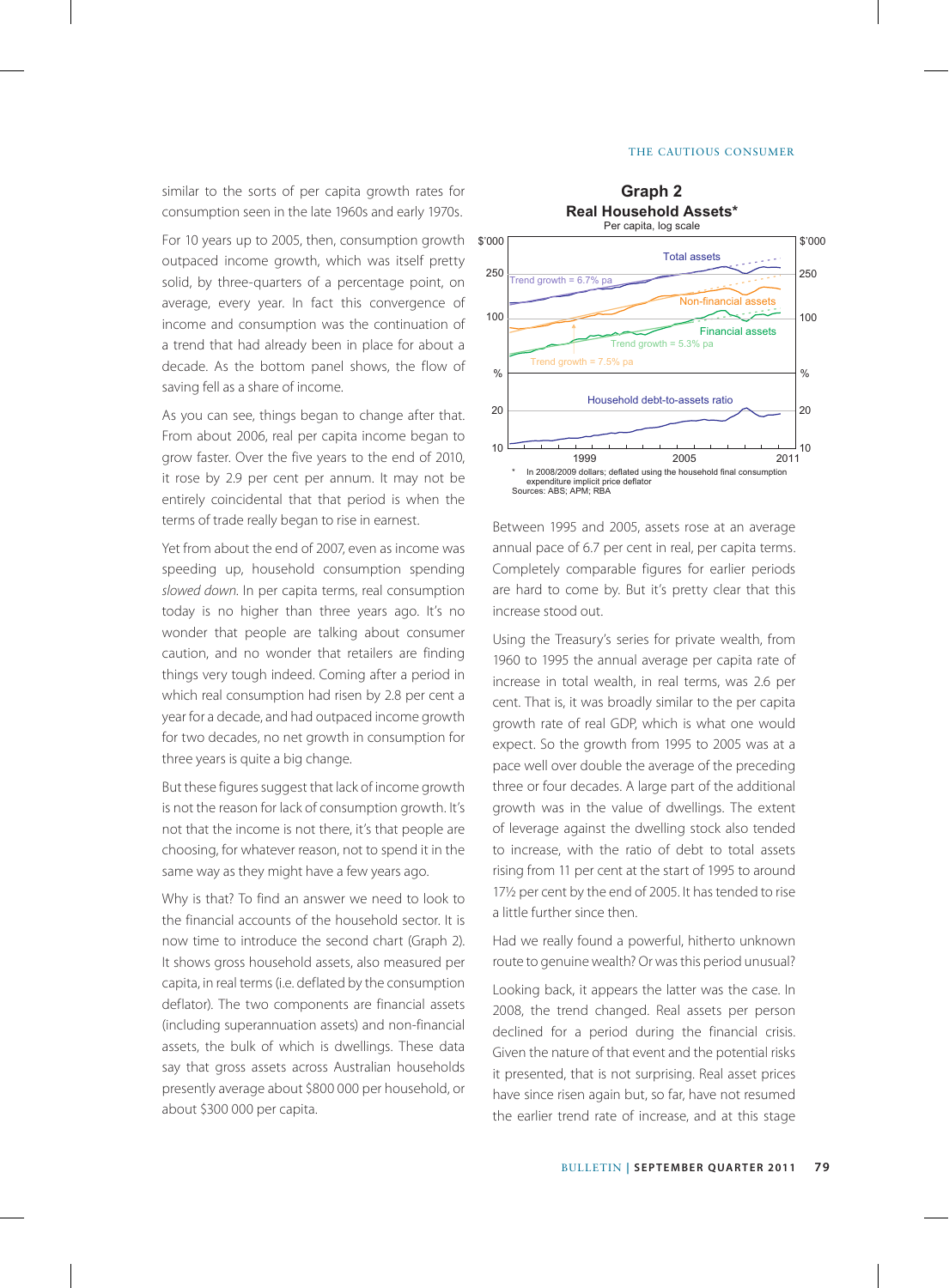similar to the sorts of per capita growth rates for consumption seen in the late 1960s and early 1970s.

For 10 years up to 2005, then, consumption growth outpaced income growth, which was itself pretty solid, by three-quarters of a percentage point, on average, every year. In fact this convergence of income and consumption was the continuation of a trend that had already been in place for about a decade. As the bottom panel shows, the flow of saving fell as a share of income.

As you can see, things began to change after that. From about 2006, real per capita income began to grow faster. Over the five years to the end of 2010, it rose by 2.9 per cent per annum. It may not be entirely coincidental that that period is when the terms of trade really began to rise in earnest.

Yet from about the end of 2007, even as income was speeding up, household consumption spending *slowed down*. In per capita terms, real consumption today is no higher than three years ago. It's no wonder that people are talking about consumer caution, and no wonder that retailers are finding things very tough indeed. Coming after a period in which real consumption had risen by 2.8 per cent a year for a decade, and had outpaced income growth for two decades, no net growth in consumption for three years is quite a big change.

But these figures suggest that lack of income growth is not the reason for lack of consumption growth. It's not that the income is not there, it's that people are choosing, for whatever reason, not to spend it in the same way as they might have a few years ago.

Why is that? To find an answer we need to look to the financial accounts of the household sector. It is now time to introduce the second chart (Graph 2). It shows gross household assets, also measured per capita, in real terms (i.e. deflated by the consumption deflator). The two components are financial assets (including superannuation assets) and non-financial assets, the bulk of which is dwellings. These data say that gross assets across Australian households presently average about $800 000 per household, or about $300 000 per capita.

**Graph 2**
**Real Household Assets***
Per capita, log scale

\* In 2008/2009 dollars; deflated using the household final consumption expenditure implicit price deflator
Sources: ABS; APM; RBA

Between 1995 and 2005, assets rose at an average annual pace of 6.7 per cent in real, per capita terms. Completely comparable figures for earlier periods are hard to come by. But it's pretty clear that this increase stood out.

Using the Treasury's series for private wealth, from 1960 to 1995 the annual average per capita rate of increase in total wealth, in real terms, was 2.6 per cent. That is, it was broadly similar to the per capita growth rate of real GDP, which is what one would expect. So the growth from 1995 to 2005 was at a pace well over double the average of the preceding three or four decades. A large part of the additional growth was in the value of dwellings. The extent of leverage against the dwelling stock also tended to increase, with the ratio of debt to total assets rising from 11 per cent at the start of 1995 to around 17½ per cent by the end of 2005. It has tended to rise a little further since then.

Had we really found a powerful, hitherto unknown route to genuine wealth? Or was this period unusual?

Looking back, it appears the latter was the case. In 2008, the trend changed. Real assets per person declined for a period during the financial crisis. Given the nature of that event and the potential risks it presented, that is not surprising. Real asset prices have since risen again but, so far, have not resumed the earlier trend rate of increase, and at this stage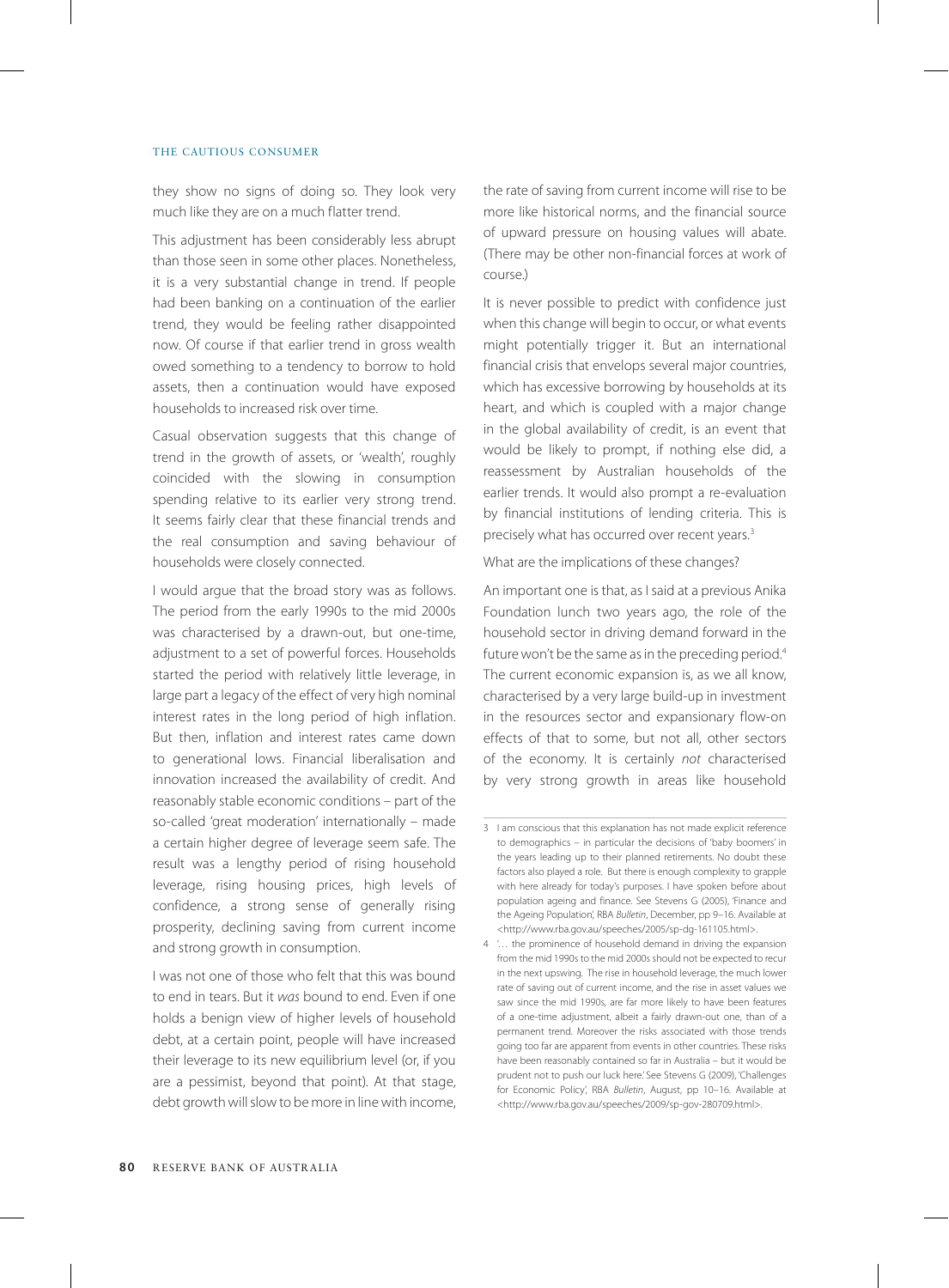they show no signs of doing so. They look very much like they are on a much flatter trend.

This adjustment has been considerably less abrupt than those seen in some other places. Nonetheless, it is a very substantial change in trend. If people had been banking on a continuation of the earlier trend, they would be feeling rather disappointed now. Of course if that earlier trend in gross wealth owed something to a tendency to borrow to hold assets, then a continuation would have exposed households to increased risk over time.

Casual observation suggests that this change of trend in the growth of assets, or 'wealth', roughly coincided with the slowing in consumption spending relative to its earlier very strong trend. It seems fairly clear that these financial trends and the real consumption and saving behaviour of households were closely connected.

I would argue that the broad story was as follows. The period from the early 1990s to the mid 2000s was characterised by a drawn-out, but one-time, adjustment to a set of powerful forces. Households started the period with relatively little leverage, in large part a legacy of the effect of very high nominal interest rates in the long period of high inflation. But then, inflation and interest rates came down to generational lows. Financial liberalisation and innovation increased the availability of credit. And reasonably stable economic conditions – part of the so-called 'great moderation' internationally – made a certain higher degree of leverage seem safe. The result was a lengthy period of rising household leverage, rising housing prices, high levels of confidence, a strong sense of generally rising prosperity, declining saving from current income and strong growth in consumption.

I was not one of those who felt that this was bound to end in tears. But it *was* bound to end. Even if one holds a benign view of higher levels of household debt, at a certain point, people will have increased their leverage to its new equilibrium level (or, if you are a pessimist, beyond that point). At that stage, debt growth will slow to be more in line with income, the rate of saving from current income will rise to be more like historical norms, and the financial source of upward pressure on housing values will abate. (There may be other non-financial forces at work of course.)

It is never possible to predict with confidence just when this change will begin to occur, or what events might potentially trigger it. But an international financial crisis that envelops several major countries, which has excessive borrowing by households at its heart, and which is coupled with a major change in the global availability of credit, is an event that would be likely to prompt, if nothing else did, a reassessment by Australian households of the earlier trends. It would also prompt a re-evaluation by financial institutions of lending criteria. This is precisely what has occurred over recent years.[3]

What are the implications of these changes?

An important one is that, as I said at a previous Anika Foundation lunch two years ago, the role of the household sector in driving demand forward in the future won't be the same as in the preceding period.[4] The current economic expansion is, as we all know, characterised by a very large build-up in investment in the resources sector and expansionary flow-on effects of that to some, but not all, other sectors of the economy. It is certainly *not* characterised by very strong growth in areas like household

---

3 I am conscious that this explanation has not made explicit reference to demographics – in particular the decisions of 'baby boomers' in the years leading up to their planned retirements. No doubt these factors also played a role. But there is enough complexity to grapple with here already for today's purposes. I have spoken before about population ageing and finance. See Stevens G (2005), 'Finance and the Ageing Population', RBA *Bulletin*, December, pp 9–16. Available at <http://www.rba.gov.au/speeches/2005/sp-dg-161105.html>.

4 '… the prominence of household demand in driving the expansion from the mid 1990s to the mid 2000s should not be expected to recur in the next upswing. The rise in household leverage, the much lower rate of saving out of current income, and the rise in asset values we saw since the mid 1990s, are far more likely to have been features of a one-time adjustment, albeit a fairly drawn-out one, than of a permanent trend. Moreover the risks associated with those trends going too far are apparent from events in other countries. These risks have been reasonably contained so far in Australia – but it would be prudent not to push our luck here.' See Stevens G (2009), 'Challenges for Economic Policy', RBA *Bulletin*, August, pp 10–16. Available at <http://www.rba.gov.au/speeches/2009/sp-gov-280709.html>.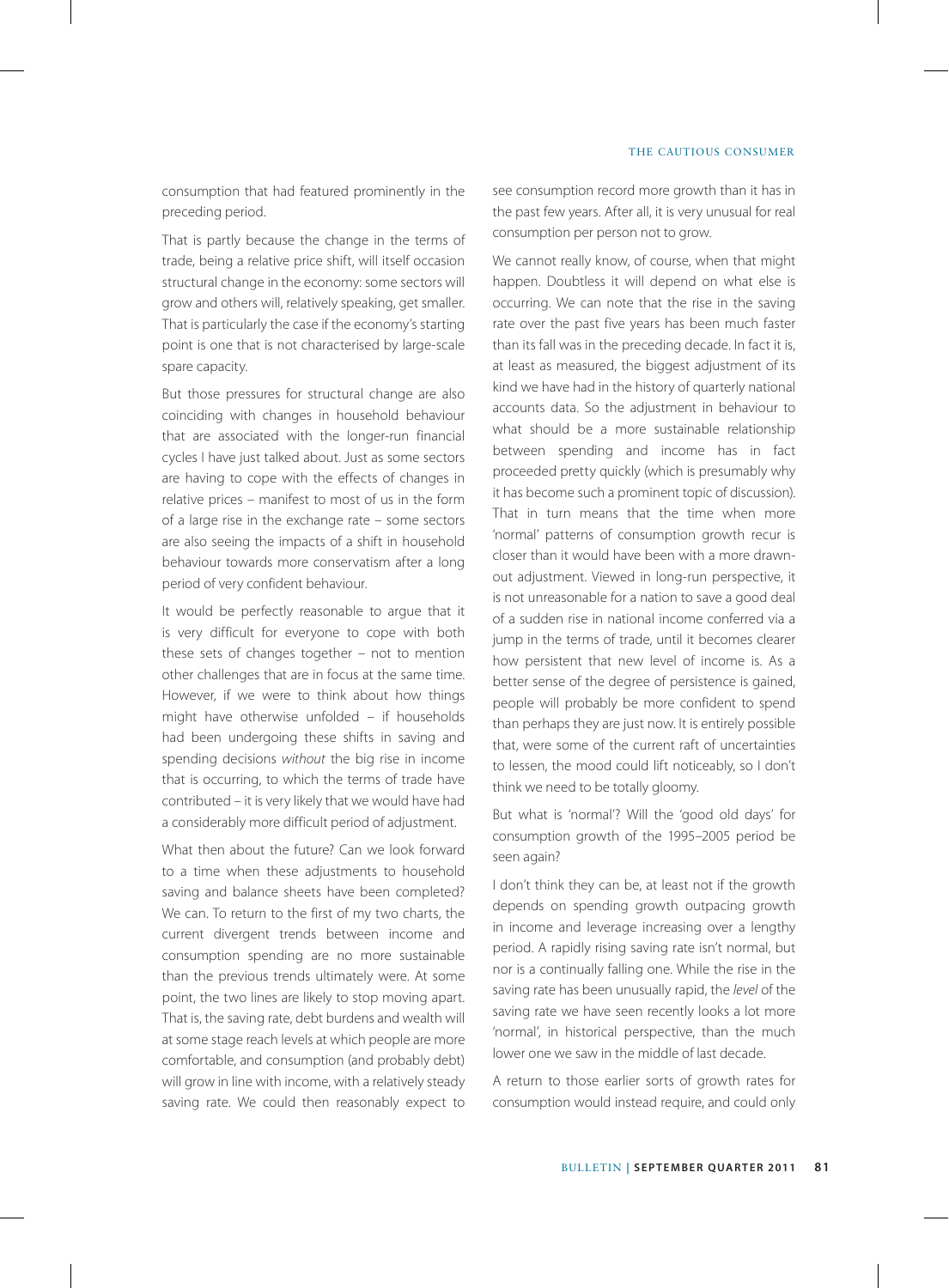consumption that had featured prominently in the preceding period.

That is partly because the change in the terms of trade, being a relative price shift, will itself occasion structural change in the economy: some sectors will grow and others will, relatively speaking, get smaller. That is particularly the case if the economy's starting point is one that is not characterised by large-scale spare capacity.

But those pressures for structural change are also coinciding with changes in household behaviour that are associated with the longer-run financial cycles I have just talked about. Just as some sectors are having to cope with the effects of changes in relative prices – manifest to most of us in the form of a large rise in the exchange rate – some sectors are also seeing the impacts of a shift in household behaviour towards more conservatism after a long period of very confident behaviour.

It would be perfectly reasonable to argue that it is very difficult for everyone to cope with both these sets of changes together – not to mention other challenges that are in focus at the same time. However, if we were to think about how things might have otherwise unfolded – if households had been undergoing these shifts in saving and spending decisions *without* the big rise in income that is occurring, to which the terms of trade have contributed – it is very likely that we would have had a considerably more difficult period of adjustment.

What then about the future? Can we look forward to a time when these adjustments to household saving and balance sheets have been completed? We can. To return to the first of my two charts, the current divergent trends between income and consumption spending are no more sustainable than the previous trends ultimately were. At some point, the two lines are likely to stop moving apart. That is, the saving rate, debt burdens and wealth will at some stage reach levels at which people are more comfortable, and consumption (and probably debt) will grow in line with income, with a relatively steady saving rate. We could then reasonably expect to see consumption record more growth than it has in the past few years. After all, it is very unusual for real consumption per person not to grow.

We cannot really know, of course, when that might happen. Doubtless it will depend on what else is occurring. We can note that the rise in the saving rate over the past five years has been much faster than its fall was in the preceding decade. In fact it is, at least as measured, the biggest adjustment of its kind we have had in the history of quarterly national accounts data. So the adjustment in behaviour to what should be a more sustainable relationship between spending and income has in fact proceeded pretty quickly (which is presumably why it has become such a prominent topic of discussion). That in turn means that the time when more 'normal' patterns of consumption growth recur is closer than it would have been with a more drawn-out adjustment. Viewed in long-run perspective, it is not unreasonable for a nation to save a good deal of a sudden rise in national income conferred via a jump in the terms of trade, until it becomes clearer how persistent that new level of income is. As a better sense of the degree of persistence is gained, people will probably be more confident to spend than perhaps they are just now. It is entirely possible that, were some of the current raft of uncertainties to lessen, the mood could lift noticeably, so I don't think we need to be totally gloomy.

But what is 'normal'? Will the 'good old days' for consumption growth of the 1995–2005 period be seen again?

I don't think they can be, at least not if the growth depends on spending growth outpacing growth in income and leverage increasing over a lengthy period. A rapidly rising saving rate isn't normal, but nor is a continually falling one. While the rise in the saving rate has been unusually rapid, the *level* of the saving rate we have seen recently looks a lot more 'normal', in historical perspective, than the much lower one we saw in the middle of last decade.

A return to those earlier sorts of growth rates for consumption would instead require, and could only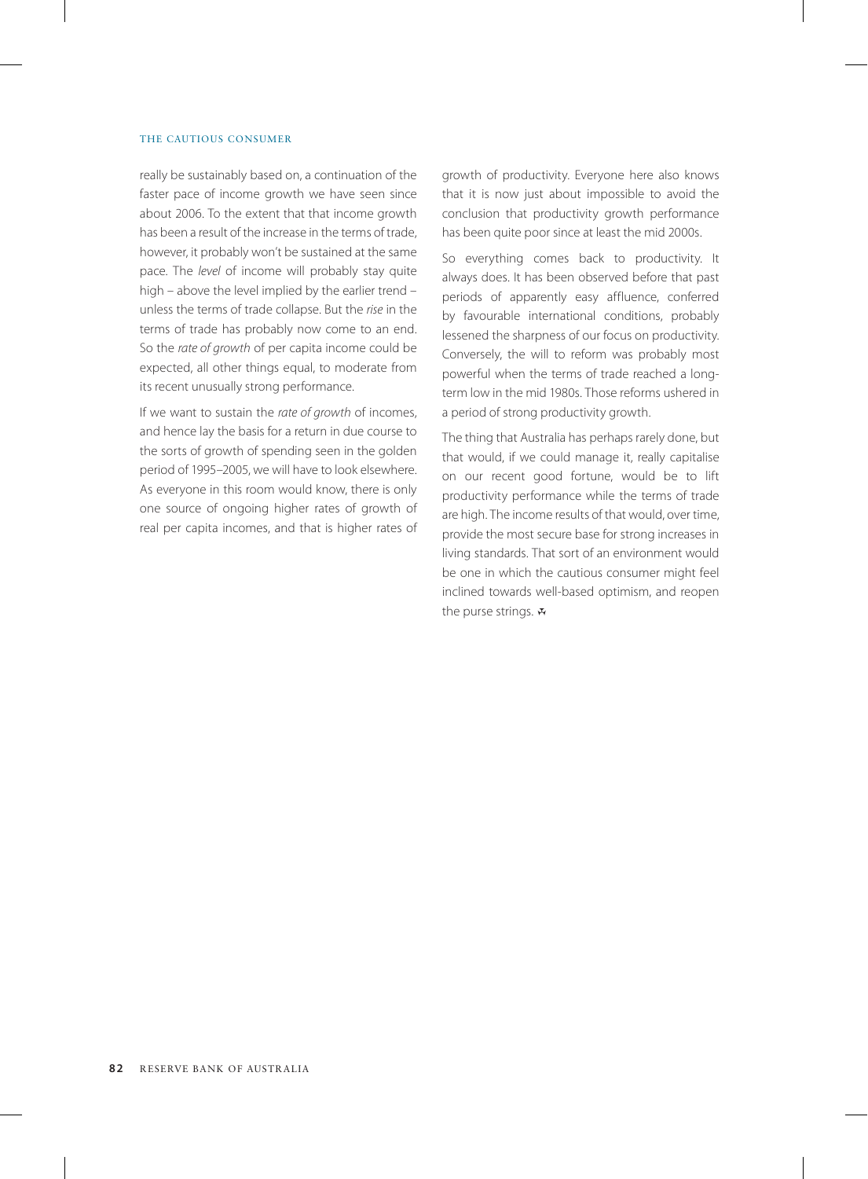really be sustainably based on, a continuation of the faster pace of income growth we have seen since about 2006. To the extent that that income growth has been a result of the increase in the terms of trade, however, it probably won't be sustained at the same pace. The *level* of income will probably stay quite high – above the level implied by the earlier trend – unless the terms of trade collapse. But the *rise* in the terms of trade has probably now come to an end. So the *rate of growth* of per capita income could be expected, all other things equal, to moderate from its recent unusually strong performance.

If we want to sustain the *rate of growth* of incomes, and hence lay the basis for a return in due course to the sorts of growth of spending seen in the golden period of 1995–2005, we will have to look elsewhere. As everyone in this room would know, there is only one source of ongoing higher rates of growth of real per capita incomes, and that is higher rates of growth of productivity. Everyone here also knows that it is now just about impossible to avoid the conclusion that productivity growth performance has been quite poor since at least the mid 2000s.

So everything comes back to productivity. It always does. It has been observed before that past periods of apparently easy affluence, conferred by favourable international conditions, probably lessened the sharpness of our focus on productivity. Conversely, the will to reform was probably most powerful when the terms of trade reached a long-term low in the mid 1980s. Those reforms ushered in a period of strong productivity growth.

The thing that Australia has perhaps rarely done, but that would, if we could manage it, really capitalise on our recent good fortune, would be to lift productivity performance while the terms of trade are high. The income results of that would, over time, provide the most secure base for strong increases in living standards. That sort of an environment would be one in which the cautious consumer might feel inclined towards well-based optimism, and reopen the purse strings.